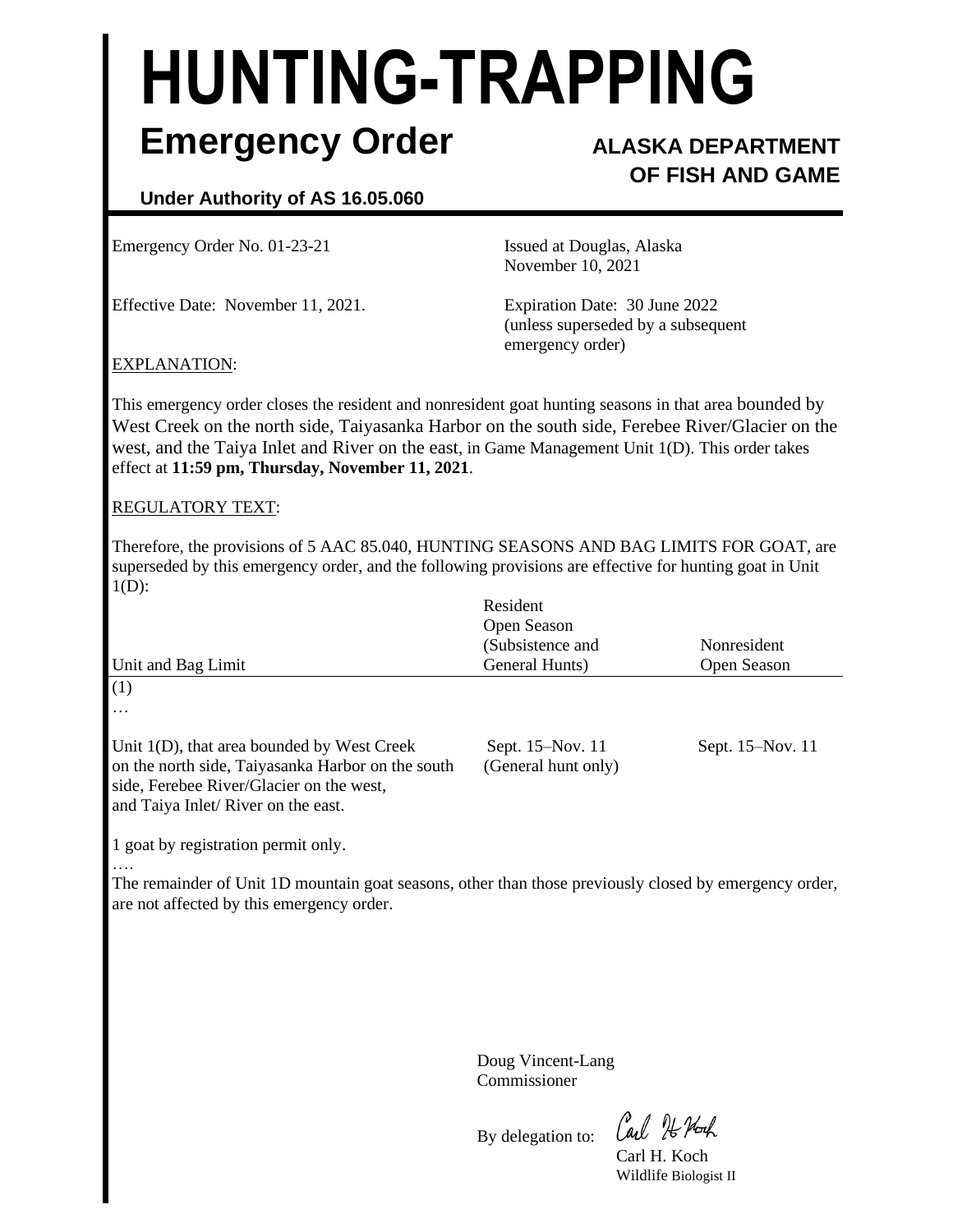# HUNTING-TRAPPING

## Emergency Order

**ALASKA DEPARTMENT OF FISH AND GAME**

**Under Authority of AS 16.05.060**

Emergency Order No. 01-23-21

Issued at Douglas, Alaska
November 10, 2021

Effective Date: November 11, 2021.

Expiration Date: 30 June 2022
(unless superseded by a subsequent emergency order)

EXPLANATION:

This emergency order closes the resident and nonresident goat hunting seasons in that area bounded by West Creek on the north side, Taiyasanka Harbor on the south side, Ferebee River/Glacier on the west, and the Taiya Inlet and River on the east, in Game Management Unit 1(D). This order takes effect at **11:59 pm, Thursday, November 11, 2021**.

REGULATORY TEXT:

Therefore, the provisions of 5 AAC 85.040, HUNTING SEASONS AND BAG LIMITS FOR GOAT, are superseded by this emergency order, and the following provisions are effective for hunting goat in Unit 1(D):

| Unit and Bag Limit | Resident Open Season (Subsistence and General Hunts) | Nonresident Open Season |
|---|---|---|
| (1) | | |
| … | | |
| Unit 1(D), that area bounded by West Creek on the north side, Taiyasanka Harbor on the south side, Ferebee River/Glacier on the west, and Taiya Inlet/ River on the east. | Sept. 15–Nov. 11 (General hunt only) | Sept. 15–Nov. 11 |
| 1 goat by registration permit only. | | |
| …. | | |

The remainder of Unit 1D mountain goat seasons, other than those previously closed by emergency order, are not affected by this emergency order.

Doug Vincent-Lang
Commissioner

By delegation to:

Carl H. Koch
Wildlife Biologist II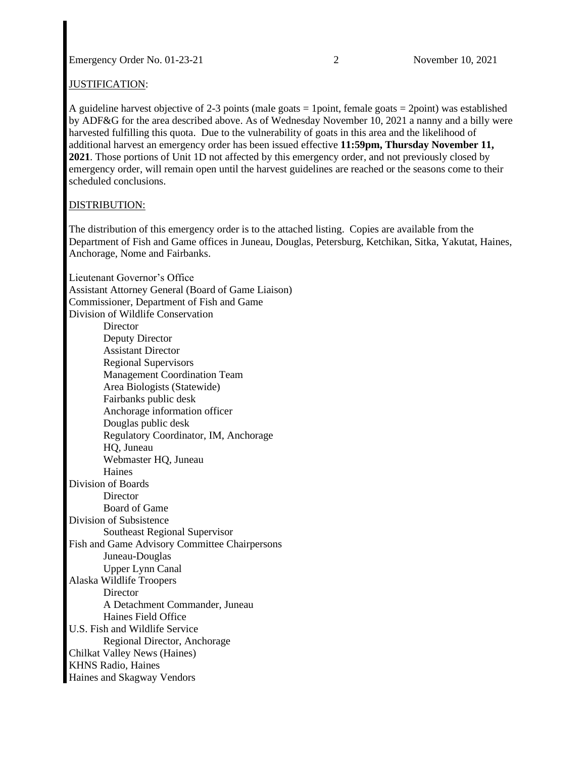## JUSTIFICATION:

A guideline harvest objective of 2-3 points (male goats = 1point, female goats = 2point) was established by ADF&G for the area described above. As of Wednesday November 10, 2021 a nanny and a billy were harvested fulfilling this quota. Due to the vulnerability of goats in this area and the likelihood of additional harvest an emergency order has been issued effective **11:59pm, Thursday November 11, 2021**. Those portions of Unit 1D not affected by this emergency order, and not previously closed by emergency order, will remain open until the harvest guidelines are reached or the seasons come to their scheduled conclusions.

## DISTRIBUTION:

The distribution of this emergency order is to the attached listing. Copies are available from the Department of Fish and Game offices in Juneau, Douglas, Petersburg, Ketchikan, Sitka, Yakutat, Haines, Anchorage, Nome and Fairbanks.

Lieutenant Governor's Office
Assistant Attorney General (Board of Game Liaison)
Commissioner, Department of Fish and Game
Division of Wildlife Conservation
- Director
- Deputy Director
- Assistant Director
- Regional Supervisors
- Management Coordination Team
- Area Biologists (Statewide)
- Fairbanks public desk
- Anchorage information officer
- Douglas public desk
- Regulatory Coordinator, IM, Anchorage
- HQ, Juneau
- Webmaster HQ, Juneau
- Haines

Division of Boards
- Director
- Board of Game

Division of Subsistence
- Southeast Regional Supervisor

Fish and Game Advisory Committee Chairpersons
- Juneau-Douglas
- Upper Lynn Canal

Alaska Wildlife Troopers
- Director
- A Detachment Commander, Juneau
- Haines Field Office

U.S. Fish and Wildlife Service
- Regional Director, Anchorage

Chilkat Valley News (Haines)
KHNS Radio, Haines
Haines and Skagway Vendors